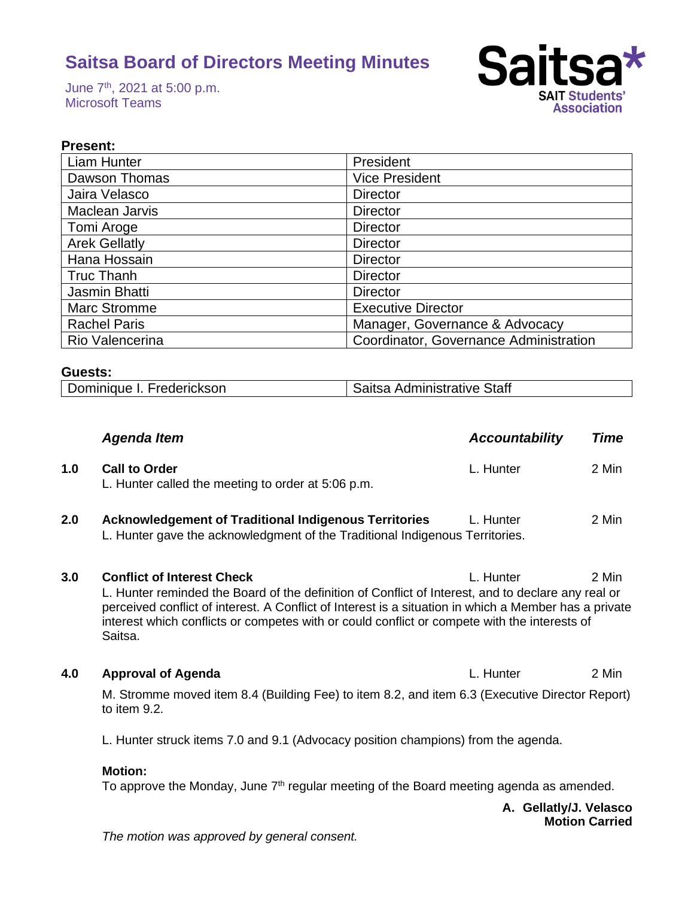# Saitsa Board of Directors Meeting Minutes

June 7th, 2021 at 5:00 p.m.
Microsoft Teams

**Present:**

| | |
|---|---|
| Liam Hunter | President |
| Dawson Thomas | Vice President |
| Jaira Velasco | Director |
| Maclean Jarvis | Director |
| Tomi Aroge | Director |
| Arek Gellatly | Director |
| Hana Hossain | Director |
| Truc Thanh | Director |
| Jasmin Bhatti | Director |
| Marc Stromme | Executive Director |
| Rachel Paris | Manager, Governance & Advocacy |
| Rio Valencerina | Coordinator, Governance Administration |

**Guests:**

| | |
|---|---|
| Dominique I. Frederickson | Saitsa Administrative Staff |

| | *Agenda Item* | *Accountability* | *Time* |
|---|---|---|---|
| **1.0** | **Call to Order** | L. Hunter | 2 Min |

L. Hunter called the meeting to order at 5:06 p.m.

| | | | |
|---|---|---|---|
| **2.0** | **Acknowledgement of Traditional Indigenous Territories** | L. Hunter | 2 Min |

L. Hunter gave the acknowledgment of the Traditional Indigenous Territories.

| | | | |
|---|---|---|---|
| **3.0** | **Conflict of Interest Check** | L. Hunter | 2 Min |

L. Hunter reminded the Board of the definition of Conflict of Interest, and to declare any real or perceived conflict of interest. A Conflict of Interest is a situation in which a Member has a private interest which conflicts or competes with or could conflict or compete with the interests of Saitsa.

| | | | |
|---|---|---|---|
| **4.0** | **Approval of Agenda** | L. Hunter | 2 Min |

M. Stromme moved item 8.4 (Building Fee) to item 8.2, and item 6.3 (Executive Director Report) to item 9.2.

L. Hunter struck items 7.0 and 9.1 (Advocacy position champions) from the agenda.

**Motion:**
To approve the Monday, June 7th regular meeting of the Board meeting agenda as amended.

**A. Gellatly/J. Velasco**
**Motion Carried**

*The motion was approved by general consent.*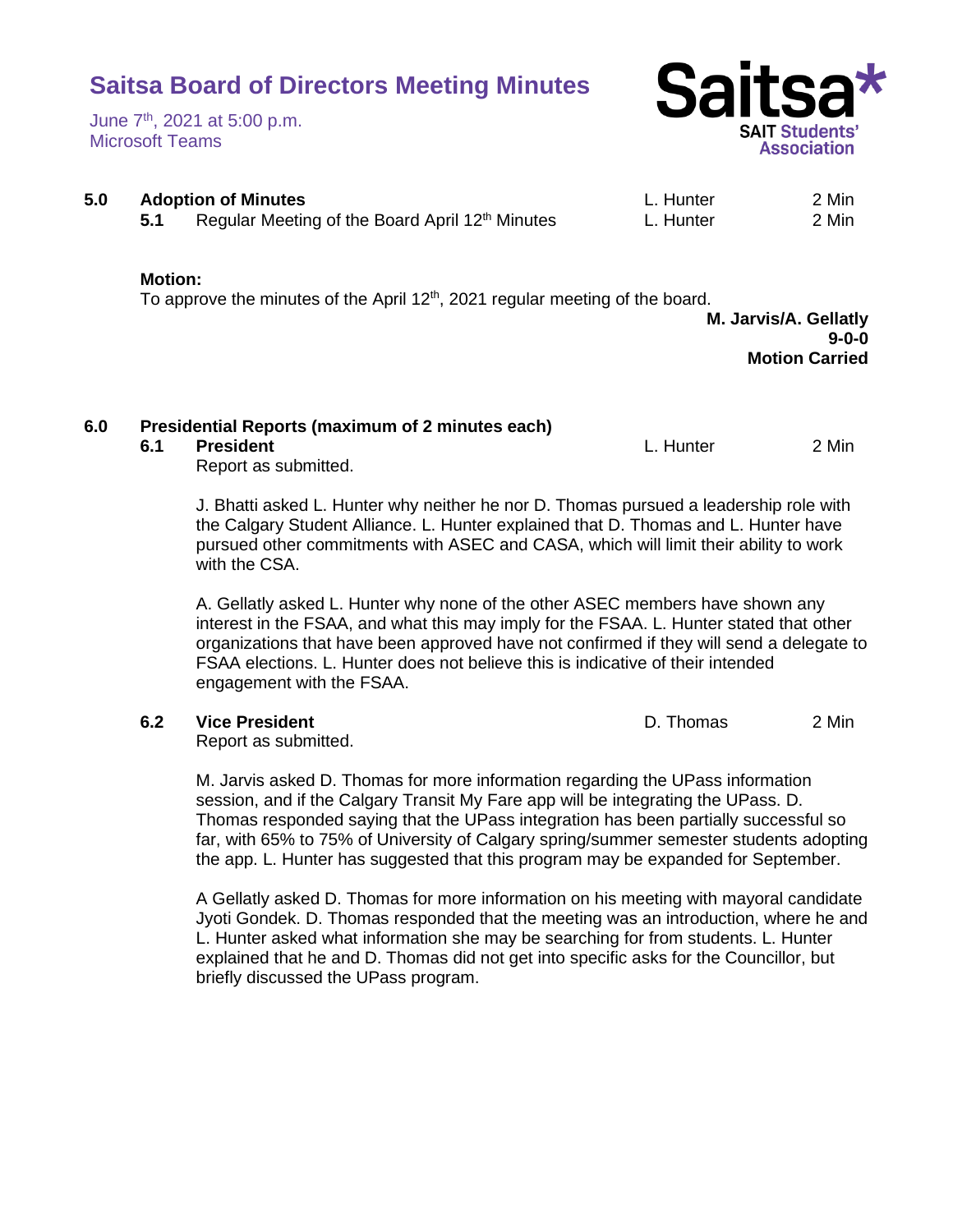# Saitsa Board of Directors Meeting Minutes

June 7th, 2021 at 5:00 p.m.
Microsoft Teams

| | | | |
|---|---|---|---|
| **5.0** | **Adoption of Minutes** | L. Hunter | 2 Min |
| **5.1** | Regular Meeting of the Board April 12th Minutes | L. Hunter | 2 Min |

**Motion:**
To approve the minutes of the April 12th, 2021 regular meeting of the board.

**M. Jarvis/A. Gellatly**
**9-0-0**
**Motion Carried**

| | | | |
|---|---|---|---|
| **6.0** | **Presidential Reports (maximum of 2 minutes each)** | | |
| **6.1** | **President** | L. Hunter | 2 Min |

Report as submitted.

J. Bhatti asked L. Hunter why neither he nor D. Thomas pursued a leadership role with the Calgary Student Alliance. L. Hunter explained that D. Thomas and L. Hunter have pursued other commitments with ASEC and CASA, which will limit their ability to work with the CSA.

A. Gellatly asked L. Hunter why none of the other ASEC members have shown any interest in the FSAA, and what this may imply for the FSAA. L. Hunter stated that other organizations that have been approved have not confirmed if they will send a delegate to FSAA elections. L. Hunter does not believe this is indicative of their intended engagement with the FSAA.

| | | | |
|---|---|---|---|
| **6.2** | **Vice President** | D. Thomas | 2 Min |

Report as submitted.

M. Jarvis asked D. Thomas for more information regarding the UPass information session, and if the Calgary Transit My Fare app will be integrating the UPass. D. Thomas responded saying that the UPass integration has been partially successful so far, with 65% to 75% of University of Calgary spring/summer semester students adopting the app. L. Hunter has suggested that this program may be expanded for September.

A Gellatly asked D. Thomas for more information on his meeting with mayoral candidate Jyoti Gondek. D. Thomas responded that the meeting was an introduction, where he and L. Hunter asked what information she may be searching for from students. L. Hunter explained that he and D. Thomas did not get into specific asks for the Councillor, but briefly discussed the UPass program.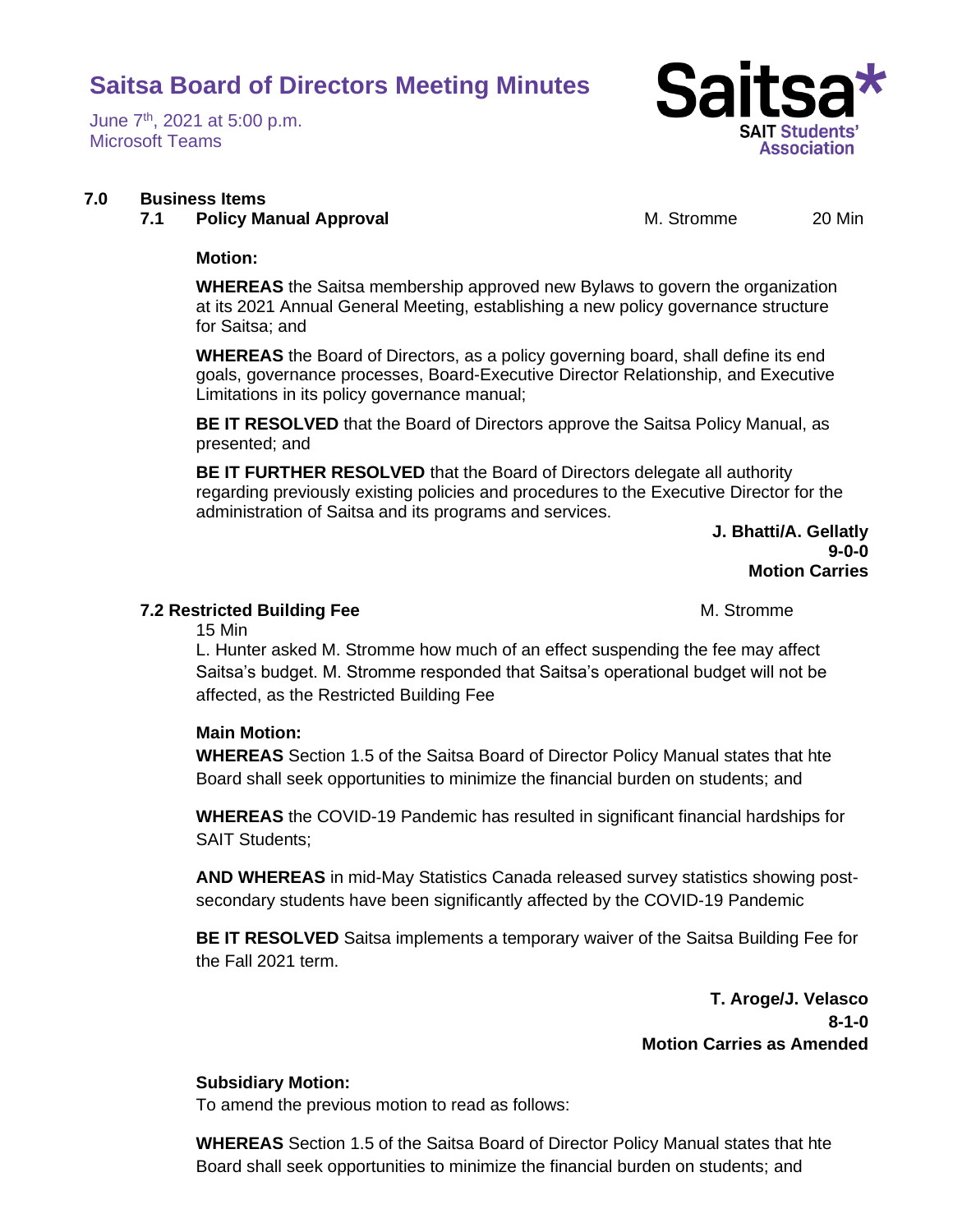# Saitsa Board of Directors Meeting Minutes

June 7th, 2021 at 5:00 p.m.
Microsoft Teams

## 7.0 Business Items

### 7.1 Policy Manual Approval — M. Stromme — 20 Min

**Motion:**

**WHEREAS** the Saitsa membership approved new Bylaws to govern the organization at its 2021 Annual General Meeting, establishing a new policy governance structure for Saitsa; and

**WHEREAS** the Board of Directors, as a policy governing board, shall define its end goals, governance processes, Board-Executive Director Relationship, and Executive Limitations in its policy governance manual;

**BE IT RESOLVED** that the Board of Directors approve the Saitsa Policy Manual, as presented; and

**BE IT FURTHER RESOLVED** that the Board of Directors delegate all authority regarding previously existing policies and procedures to the Executive Director for the administration of Saitsa and its programs and services.

**J. Bhatti/A. Gellatly**
**9-0-0**
**Motion Carries**

### 7.2 Restricted Building Fee — M. Stromme

15 Min

L. Hunter asked M. Stromme how much of an effect suspending the fee may affect Saitsa's budget. M. Stromme responded that Saitsa's operational budget will not be affected, as the Restricted Building Fee

**Main Motion:**

**WHEREAS** Section 1.5 of the Saitsa Board of Director Policy Manual states that hte Board shall seek opportunities to minimize the financial burden on students; and

**WHEREAS** the COVID-19 Pandemic has resulted in significant financial hardships for SAIT Students;

**AND WHEREAS** in mid-May Statistics Canada released survey statistics showing post-secondary students have been significantly affected by the COVID-19 Pandemic

**BE IT RESOLVED** Saitsa implements a temporary waiver of the Saitsa Building Fee for the Fall 2021 term.

**T. Aroge/J. Velasco**
**8-1-0**
**Motion Carries as Amended**

**Subsidiary Motion:**

To amend the previous motion to read as follows:

**WHEREAS** Section 1.5 of the Saitsa Board of Director Policy Manual states that hte Board shall seek opportunities to minimize the financial burden on students; and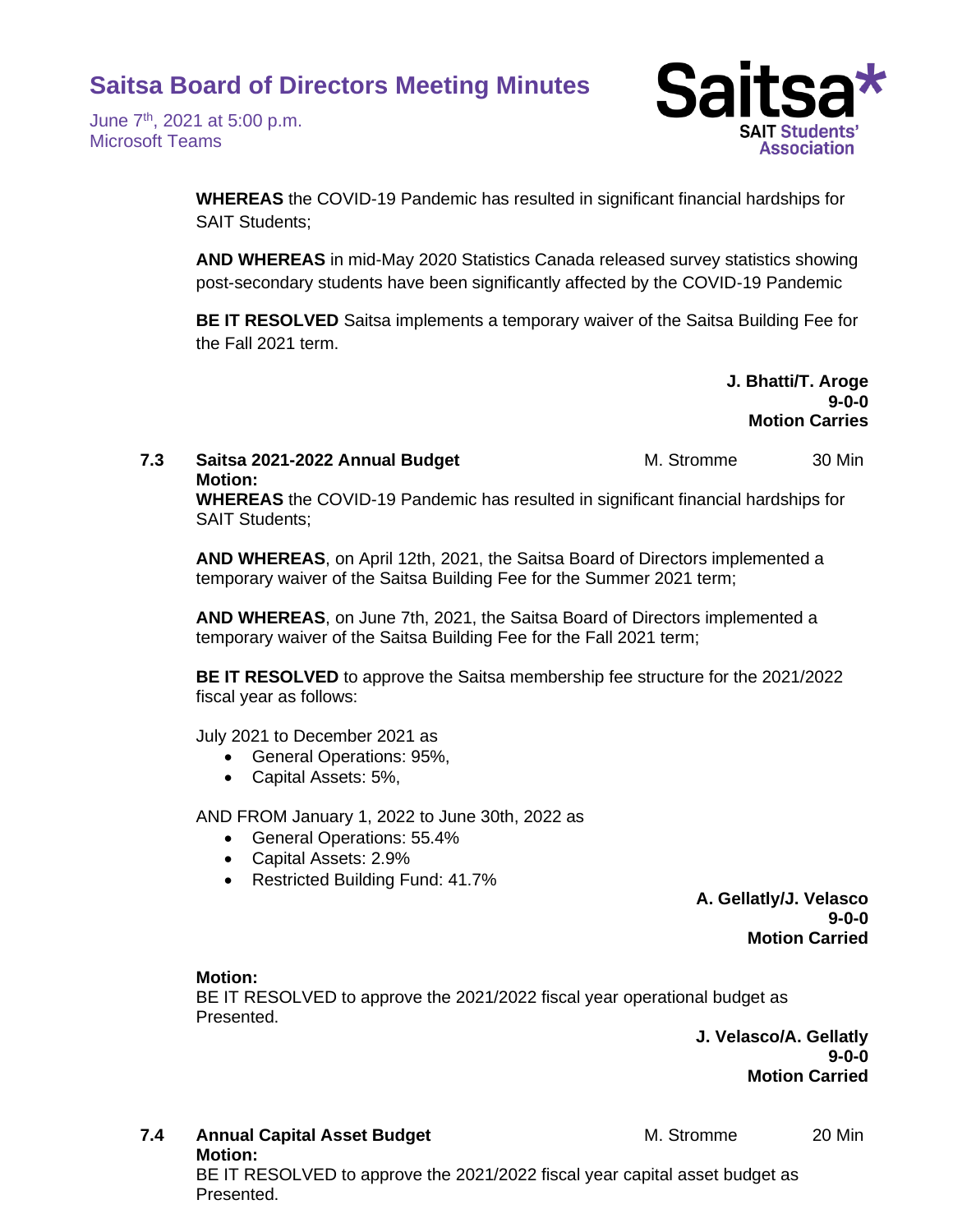**WHEREAS** the COVID-19 Pandemic has resulted in significant financial hardships for SAIT Students;

**AND WHEREAS** in mid-May 2020 Statistics Canada released survey statistics showing post-secondary students have been significantly affected by the COVID-19 Pandemic

**BE IT RESOLVED** Saitsa implements a temporary waiver of the Saitsa Building Fee for the Fall 2021 term.

**J. Bhatti/T. Aroge**
**9-0-0**
**Motion Carries**

**7.3 Saitsa 2021-2022 Annual Budget** — M. Stromme — 30 Min

**Motion:**
**WHEREAS** the COVID-19 Pandemic has resulted in significant financial hardships for SAIT Students;

**AND WHEREAS**, on April 12th, 2021, the Saitsa Board of Directors implemented a temporary waiver of the Saitsa Building Fee for the Summer 2021 term;

**AND WHEREAS**, on June 7th, 2021, the Saitsa Board of Directors implemented a temporary waiver of the Saitsa Building Fee for the Fall 2021 term;

**BE IT RESOLVED** to approve the Saitsa membership fee structure for the 2021/2022 fiscal year as follows:

July 2021 to December 2021 as

- General Operations: 95%,
- Capital Assets: 5%,

AND FROM January 1, 2022 to June 30th, 2022 as

- General Operations: 55.4%
- Capital Assets: 2.9%
- Restricted Building Fund: 41.7%

**A. Gellatly/J. Velasco**
**9-0-0**
**Motion Carried**

**Motion:**
BE IT RESOLVED to approve the 2021/2022 fiscal year operational budget as Presented.

**J. Velasco/A. Gellatly**
**9-0-0**
**Motion Carried**

**7.4 Annual Capital Asset Budget** — M. Stromme — 20 Min

**Motion:**
BE IT RESOLVED to approve the 2021/2022 fiscal year capital asset budget as Presented.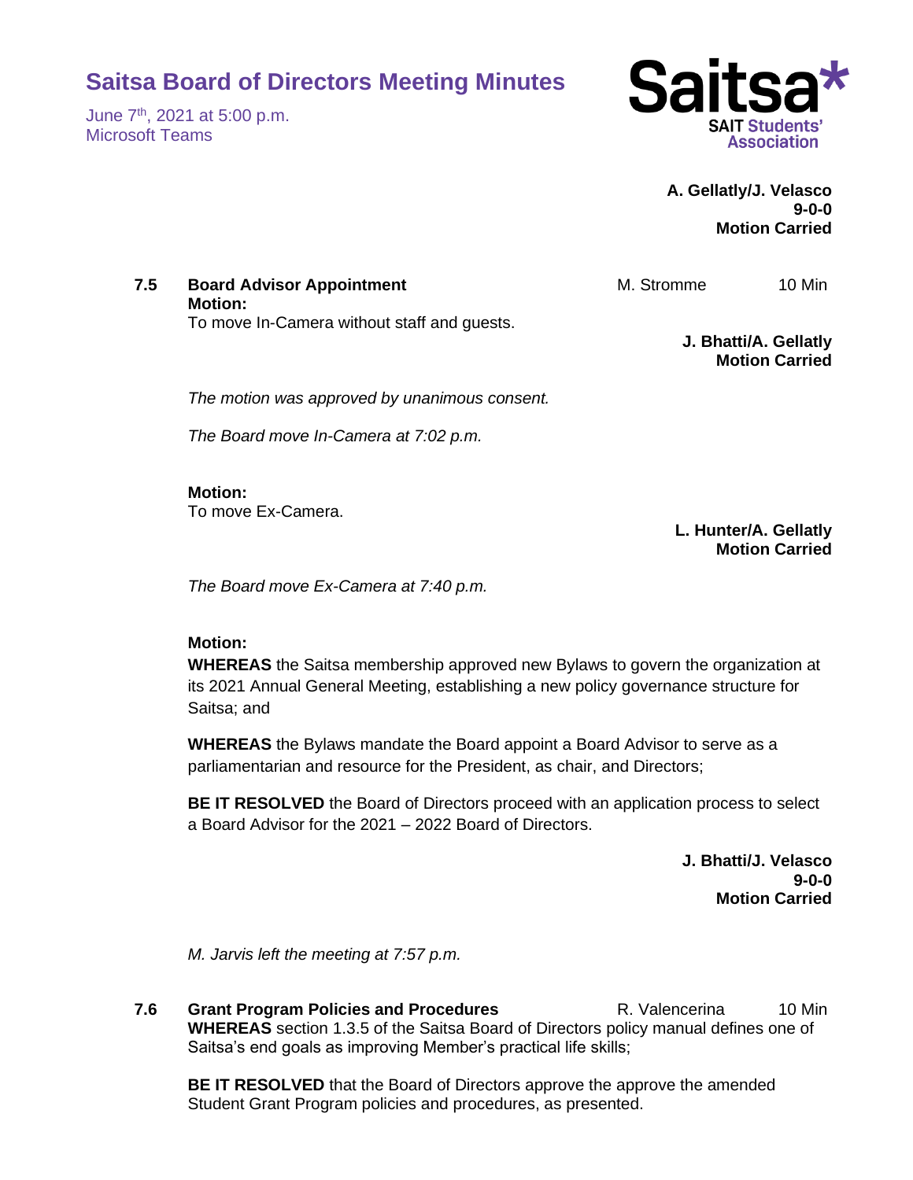**A. Gellatly/J. Velasco**
**9-0-0**
**Motion Carried**

**7.5 Board Advisor Appointment** M. Stromme 10 Min

**Motion:**
To move In-Camera without staff and guests.

**J. Bhatti/A. Gellatly**
**Motion Carried**

*The motion was approved by unanimous consent.*

*The Board move In-Camera at 7:02 p.m.*

**Motion:**
To move Ex-Camera.

**L. Hunter/A. Gellatly**
**Motion Carried**

*The Board move Ex-Camera at 7:40 p.m.*

**Motion:**
**WHEREAS** the Saitsa membership approved new Bylaws to govern the organization at its 2021 Annual General Meeting, establishing a new policy governance structure for Saitsa; and

**WHEREAS** the Bylaws mandate the Board appoint a Board Advisor to serve as a parliamentarian and resource for the President, as chair, and Directors;

**BE IT RESOLVED** the Board of Directors proceed with an application process to select a Board Advisor for the 2021 – 2022 Board of Directors.

**J. Bhatti/J. Velasco**
**9-0-0**
**Motion Carried**

*M. Jarvis left the meeting at 7:57 p.m.*

**7.6 Grant Program Policies and Procedures** R. Valencerina 10 Min

**WHEREAS** section 1.3.5 of the Saitsa Board of Directors policy manual defines one of Saitsa's end goals as improving Member's practical life skills;

**BE IT RESOLVED** that the Board of Directors approve the approve the amended Student Grant Program policies and procedures, as presented.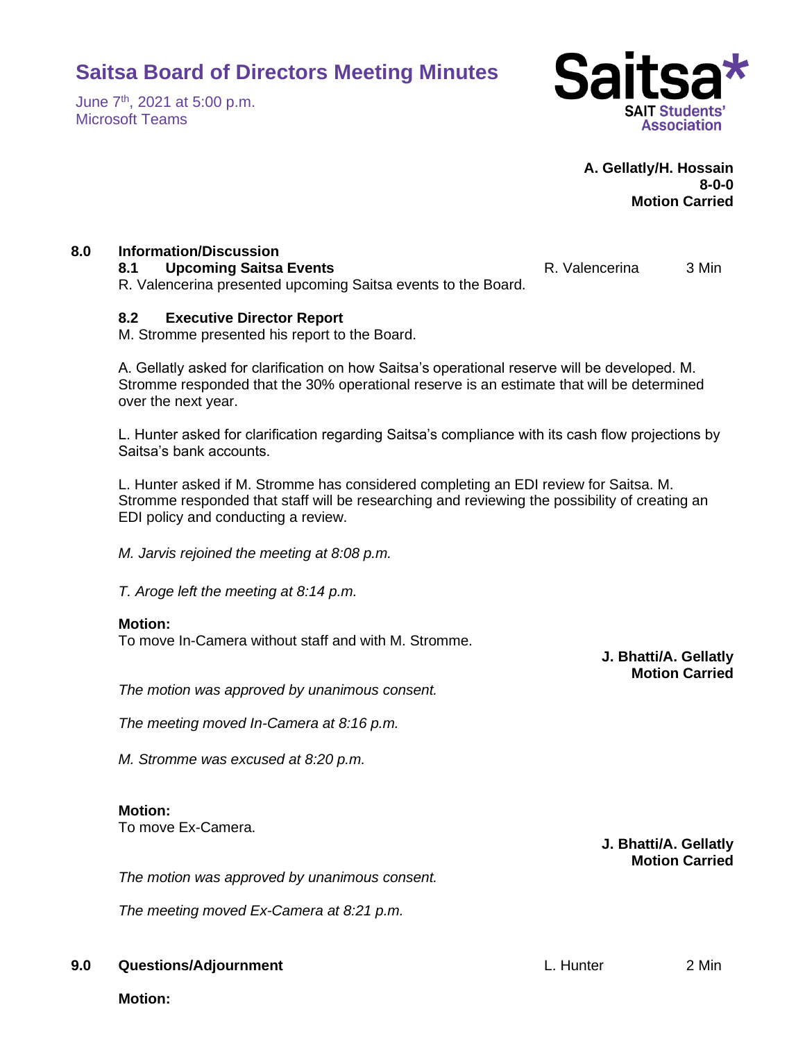**A. Gellatly/H. Hossain**
**8-0-0**
**Motion Carried**

## 8.0 Information/Discussion

### 8.1 Upcoming Saitsa Events — R. Valencerina — 3 Min

R. Valencerina presented upcoming Saitsa events to the Board.

### 8.2 Executive Director Report

M. Stromme presented his report to the Board.

A. Gellatly asked for clarification on how Saitsa's operational reserve will be developed. M. Stromme responded that the 30% operational reserve is an estimate that will be determined over the next year.

L. Hunter asked for clarification regarding Saitsa's compliance with its cash flow projections by Saitsa's bank accounts.

L. Hunter asked if M. Stromme has considered completing an EDI review for Saitsa. M. Stromme responded that staff will be researching and reviewing the possibility of creating an EDI policy and conducting a review.

*M. Jarvis rejoined the meeting at 8:08 p.m.*

*T. Aroge left the meeting at 8:14 p.m.*

**Motion:**
To move In-Camera without staff and with M. Stromme.

**J. Bhatti/A. Gellatly**
**Motion Carried**

*The motion was approved by unanimous consent.*

*The meeting moved In-Camera at 8:16 p.m.*

*M. Stromme was excused at 8:20 p.m.*

**Motion:**
To move Ex-Camera.

**J. Bhatti/A. Gellatly**
**Motion Carried**

*The motion was approved by unanimous consent.*

*The meeting moved Ex-Camera at 8:21 p.m.*

## 9.0 Questions/Adjournment — L. Hunter — 2 Min

**Motion:**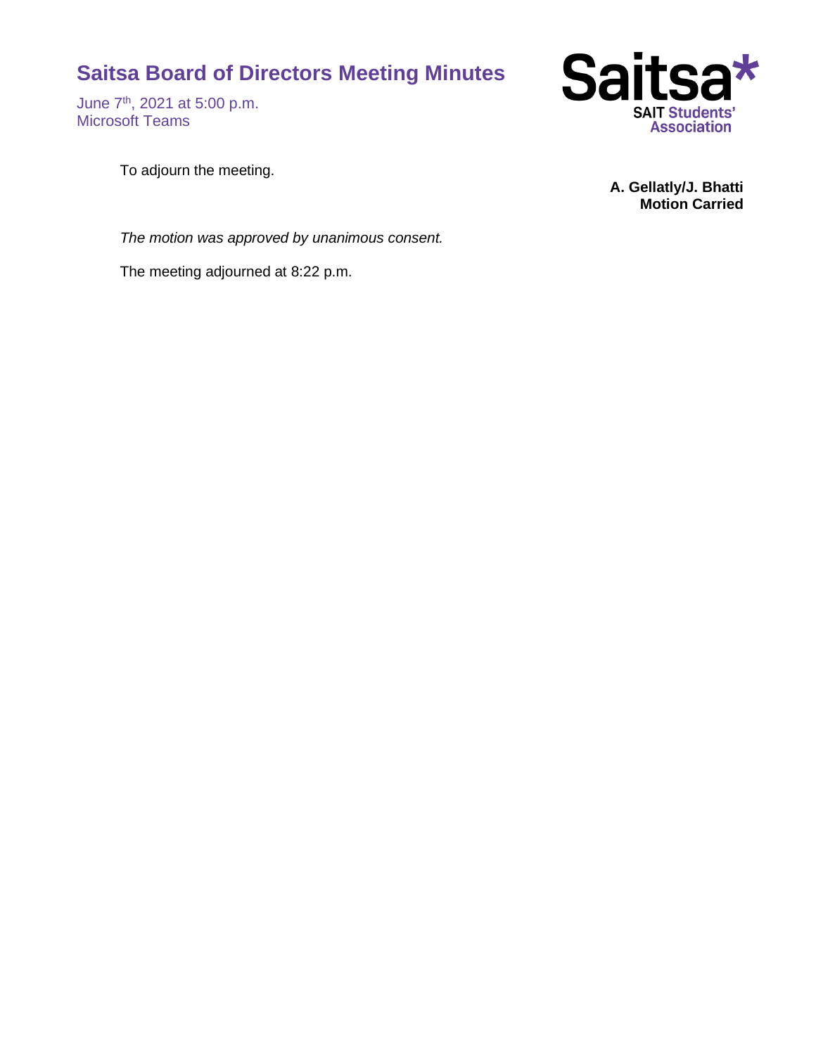To adjourn the meeting.

**A. Gellatly/J. Bhatti**
**Motion Carried**

*The motion was approved by unanimous consent.*

The meeting adjourned at 8:22 p.m.